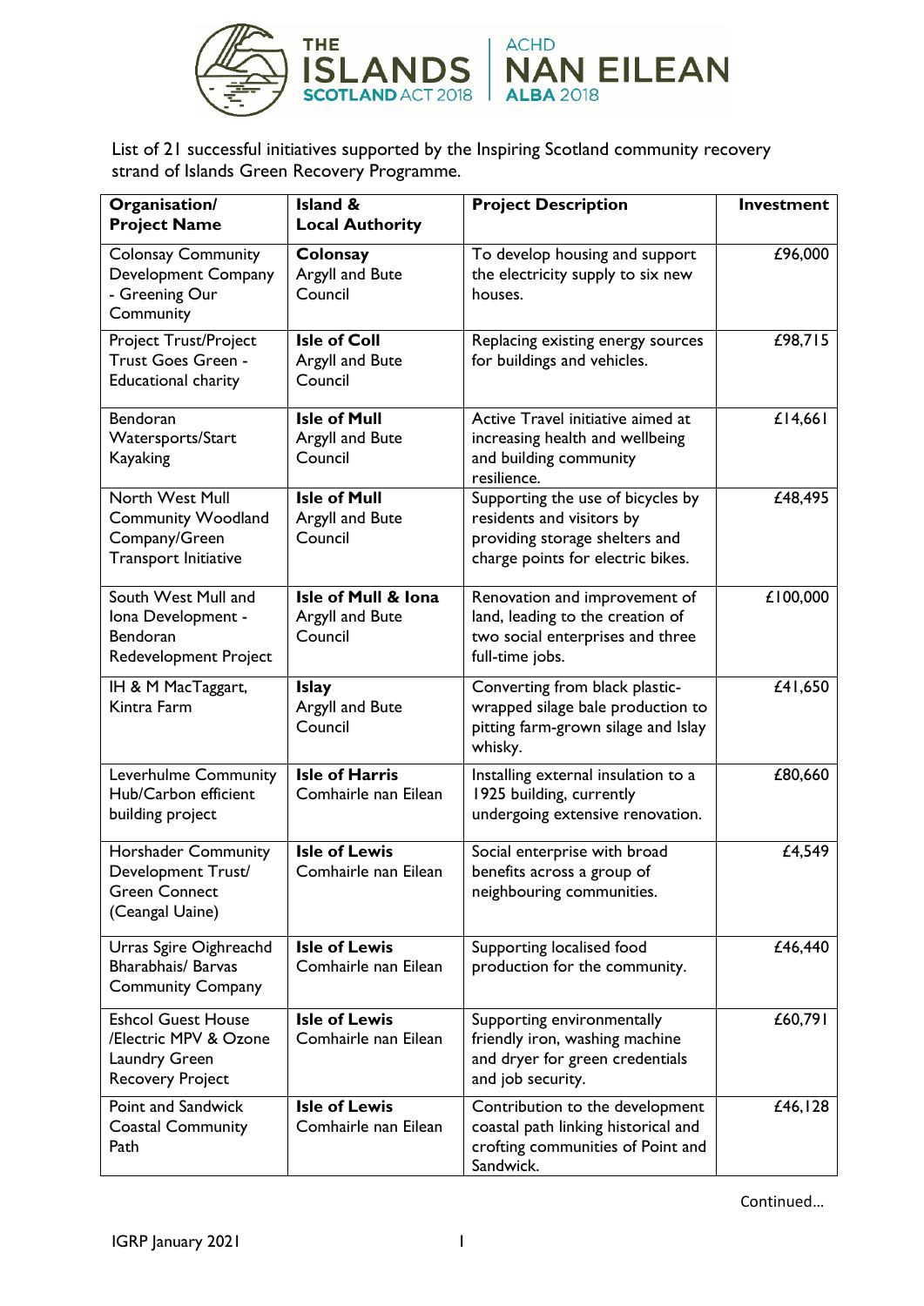THE ISLANDS SCOTLAND ACT 2018 | ACHD NAN EILEAN ALBA 2018

List of 21 successful initiatives supported by the Inspiring Scotland community recovery strand of Islands Green Recovery Programme.

| Organisation/ Project Name | Island & Local Authority | Project Description | Investment |
|---|---|---|---|
| Colonsay Community Development Company - Greening Our Community | **Colonsay** Argyll and Bute Council | To develop housing and support the electricity supply to six new houses. | £96,000 |
| Project Trust/Project Trust Goes Green - Educational charity | **Isle of Coll** Argyll and Bute Council | Replacing existing energy sources for buildings and vehicles. | £98,715 |
| Bendoran Watersports/Start Kayaking | **Isle of Mull** Argyll and Bute Council | Active Travel initiative aimed at increasing health and wellbeing and building community resilience. | £14,661 |
| North West Mull Community Woodland Company/Green Transport Initiative | **Isle of Mull** Argyll and Bute Council | Supporting the use of bicycles by residents and visitors by providing storage shelters and charge points for electric bikes. | £48,495 |
| South West Mull and Iona Development - Bendoran Redevelopment Project | **Isle of Mull & Iona** Argyll and Bute Council | Renovation and improvement of land, leading to the creation of two social enterprises and three full-time jobs. | £100,000 |
| IH & M MacTaggart, Kintra Farm | **Islay** Argyll and Bute Council | Converting from black plastic-wrapped silage bale production to pitting farm-grown silage and Islay whisky. | £41,650 |
| Leverhulme Community Hub/Carbon efficient building project | **Isle of Harris** Comhairle nan Eilean | Installing external insulation to a 1925 building, currently undergoing extensive renovation. | £80,660 |
| Horshader Community Development Trust/ Green Connect (Ceangal Uaine) | **Isle of Lewis** Comhairle nan Eilean | Social enterprise with broad benefits across a group of neighbouring communities. | £4,549 |
| Urras Sgire Oighreachd Bharabhais/ Barvas Community Company | **Isle of Lewis** Comhairle nan Eilean | Supporting localised food production for the community. | £46,440 |
| Eshcol Guest House /Electric MPV & Ozone Laundry Green Recovery Project | **Isle of Lewis** Comhairle nan Eilean | Supporting environmentally friendly iron, washing machine and dryer for green credentials and job security. | £60,791 |
| Point and Sandwick Coastal Community Path | **Isle of Lewis** Comhairle nan Eilean | Contribution to the development coastal path linking historical and crofting communities of Point and Sandwick. | £46,128 |

Continued…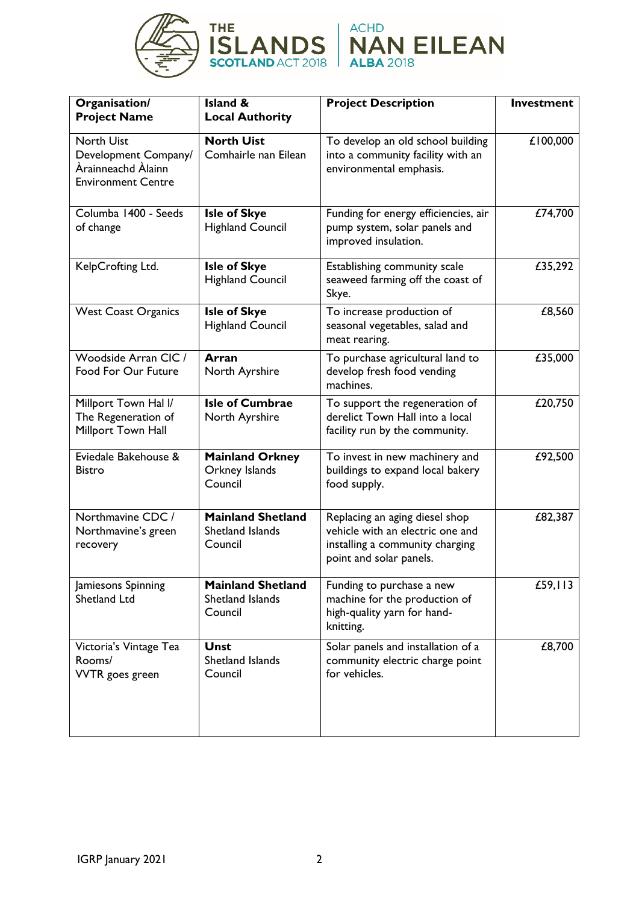| Organisation/ Project Name | Island & Local Authority | Project Description | Investment |
|---|---|---|---|
| North Uist Development Company/ Àrainneachd Àlainn Environment Centre | **North Uist** Comhairle nan Eilean | To develop an old school building into a community facility with an environmental emphasis. | £100,000 |
| Columba 1400 - Seeds of change | **Isle of Skye** Highland Council | Funding for energy efficiencies, air pump system, solar panels and improved insulation. | £74,700 |
| KelpCrofting Ltd. | **Isle of Skye** Highland Council | Establishing community scale seaweed farming off the coast of Skye. | £35,292 |
| West Coast Organics | **Isle of Skye** Highland Council | To increase production of seasonal vegetables, salad and meat rearing. | £8,560 |
| Woodside Arran CIC / Food For Our Future | **Arran** North Ayrshire | To purchase agricultural land to develop fresh food vending machines. | £35,000 |
| Millport Town Hal l/ The Regeneration of Millport Town Hall | **Isle of Cumbrae** North Ayrshire | To support the regeneration of derelict Town Hall into a local facility run by the community. | £20,750 |
| Eviedale Bakehouse & Bistro | **Mainland Orkney** Orkney Islands Council | To invest in new machinery and buildings to expand local bakery food supply. | £92,500 |
| Northmavine CDC / Northmavine's green recovery | **Mainland Shetland** Shetland Islands Council | Replacing an aging diesel shop vehicle with an electric one and installing a community charging point and solar panels. | £82,387 |
| Jamiesons Spinning Shetland Ltd | **Mainland Shetland** Shetland Islands Council | Funding to purchase a new machine for the production of high-quality yarn for hand-knitting. | £59,113 |
| Victoria's Vintage Tea Rooms/ VVTR goes green | **Unst** Shetland Islands Council | Solar panels and installation of a community electric charge point for vehicles. | £8,700 |